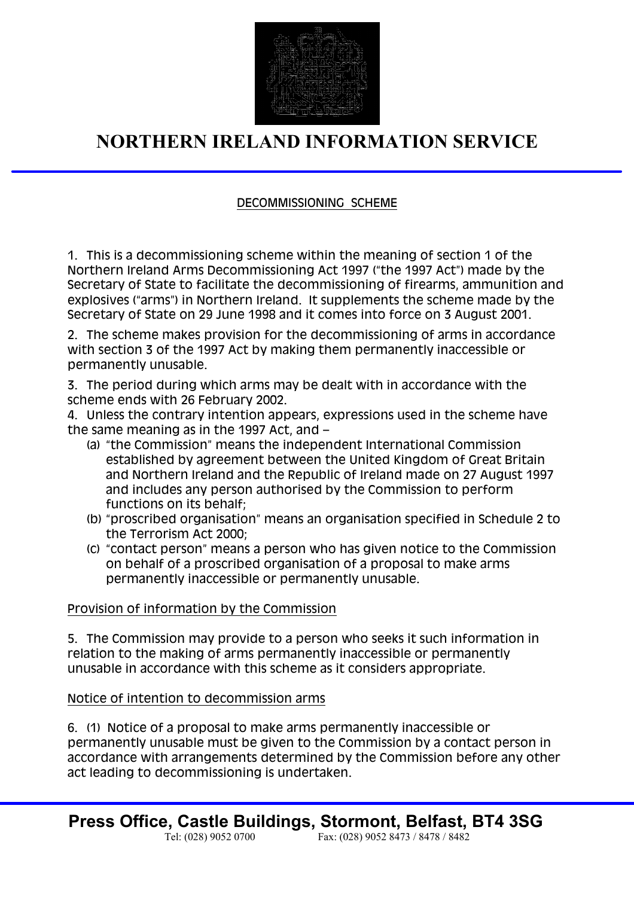# NORTHERN IRELAND INFORMATION SERVICE

## DECOMMISSIONING SCHEME

1. This is a decommissioning scheme within the meaning of section 1 of the Northern Ireland Arms Decommissioning Act 1997 ("the 1997 Act") made by the Secretary of State to facilitate the decommissioning of firearms, ammunition and explosives ("arms") in Northern Ireland. It supplements the scheme made by the Secretary of State on 29 June 1998 and it comes into force on 3 August 2001.

2. The scheme makes provision for the decommissioning of arms in accordance with section 3 of the 1997 Act by making them permanently inaccessible or permanently unusable.

3. The period during which arms may be dealt with in accordance with the scheme ends with 26 February 2002.

4. Unless the contrary intention appears, expressions used in the scheme have the same meaning as in the 1997 Act, and –
   (a) "the Commission" means the independent International Commission established by agreement between the United Kingdom of Great Britain and Northern Ireland and the Republic of Ireland made on 27 August 1997 and includes any person authorised by the Commission to perform functions on its behalf;
   (b) "proscribed organisation" means an organisation specified in Schedule 2 to the Terrorism Act 2000;
   (c) "contact person" means a person who has given notice to the Commission on behalf of a proscribed organisation of a proposal to make arms permanently inaccessible or permanently unusable.

### Provision of information by the Commission

5. The Commission may provide to a person who seeks it such information in relation to the making of arms permanently inaccessible or permanently unusable in accordance with this scheme as it considers appropriate.

### Notice of intention to decommission arms

6. (1) Notice of a proposal to make arms permanently inaccessible or permanently unusable must be given to the Commission by a contact person in accordance with arrangements determined by the Commission before any other act leading to decommissioning is undertaken.

**Press Office, Castle Buildings, Stormont, Belfast, BT4 3SG**
Tel: (028) 9052 0700 Fax: (028) 9052 8473 / 8478 / 8482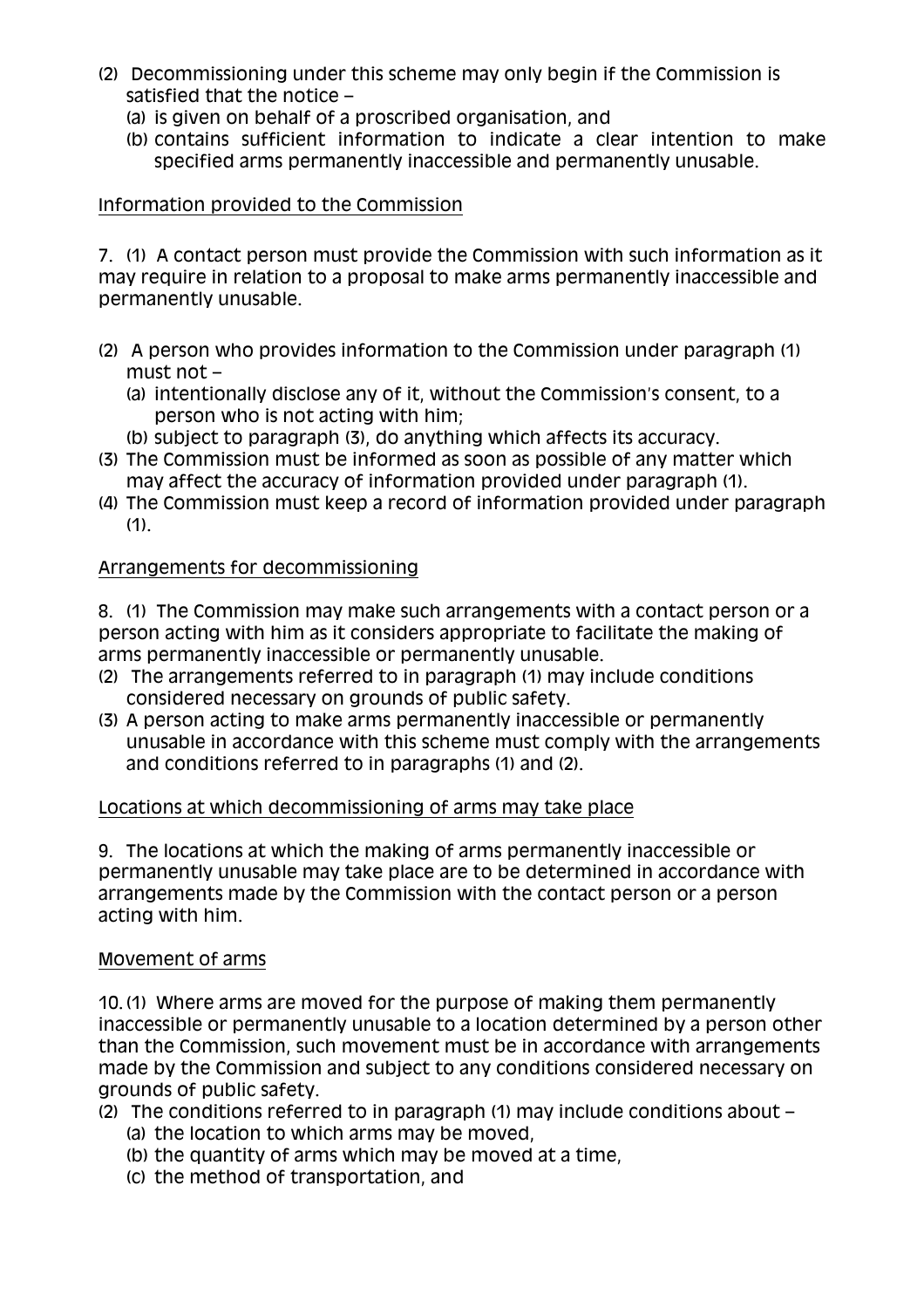(2) Decommissioning under this scheme may only begin if the Commission is satisfied that the notice –
   (a) is given on behalf of a proscribed organisation, and
   (b) contains sufficient information to indicate a clear intention to make specified arms permanently inaccessible and permanently unusable.

Information provided to the Commission

7. (1) A contact person must provide the Commission with such information as it may require in relation to a proposal to make arms permanently inaccessible and permanently unusable.

(2) A person who provides information to the Commission under paragraph (1) must not –
   (a) intentionally disclose any of it, without the Commission's consent, to a person who is not acting with him;
   (b) subject to paragraph (3), do anything which affects its accuracy.
(3) The Commission must be informed as soon as possible of any matter which may affect the accuracy of information provided under paragraph (1).
(4) The Commission must keep a record of information provided under paragraph (1).

Arrangements for decommissioning

8. (1) The Commission may make such arrangements with a contact person or a person acting with him as it considers appropriate to facilitate the making of arms permanently inaccessible or permanently unusable.
(2) The arrangements referred to in paragraph (1) may include conditions considered necessary on grounds of public safety.
(3) A person acting to make arms permanently inaccessible or permanently unusable in accordance with this scheme must comply with the arrangements and conditions referred to in paragraphs (1) and (2).

Locations at which decommissioning of arms may take place

9. The locations at which the making of arms permanently inaccessible or permanently unusable may take place are to be determined in accordance with arrangements made by the Commission with the contact person or a person acting with him.

Movement of arms

10. (1) Where arms are moved for the purpose of making them permanently inaccessible or permanently unusable to a location determined by a person other than the Commission, such movement must be in accordance with arrangements made by the Commission and subject to any conditions considered necessary on grounds of public safety.
(2) The conditions referred to in paragraph (1) may include conditions about –
   (a) the location to which arms may be moved,
   (b) the quantity of arms which may be moved at a time,
   (c) the method of transportation, and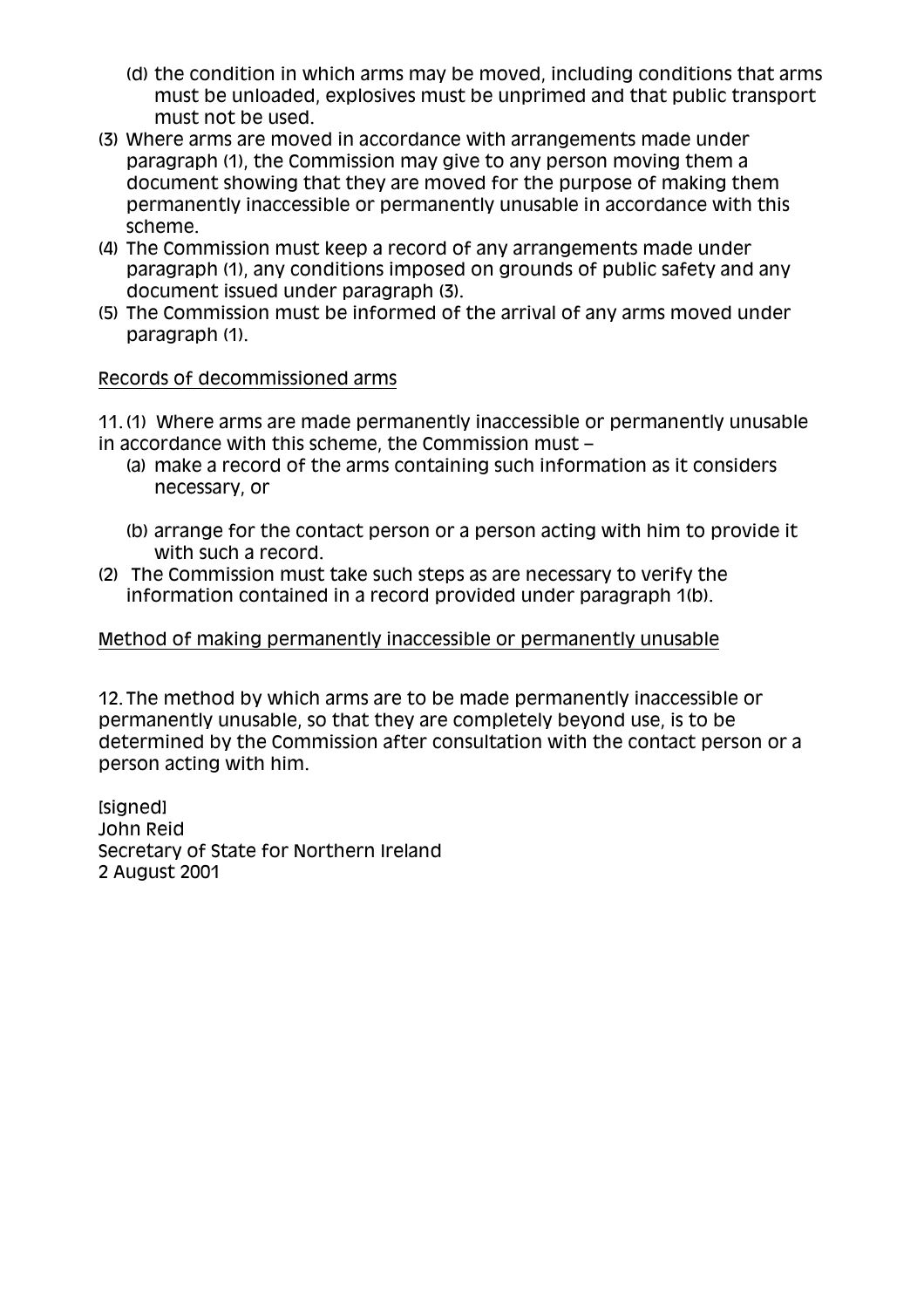(d) the condition in which arms may be moved, including conditions that arms must be unloaded, explosives must be unprimed and that public transport must not be used.

(3) Where arms are moved in accordance with arrangements made under paragraph (1), the Commission may give to any person moving them a document showing that they are moved for the purpose of making them permanently inaccessible or permanently unusable in accordance with this scheme.

(4) The Commission must keep a record of any arrangements made under paragraph (1), any conditions imposed on grounds of public safety and any document issued under paragraph (3).

(5) The Commission must be informed of the arrival of any arms moved under paragraph (1).

<u>Records of decommissioned arms</u>

11. (1) Where arms are made permanently inaccessible or permanently unusable in accordance with this scheme, the Commission must –

(a) make a record of the arms containing such information as it considers necessary, or

(b) arrange for the contact person or a person acting with him to provide it with such a record.

(2) The Commission must take such steps as are necessary to verify the information contained in a record provided under paragraph 1(b).

<u>Method of making permanently inaccessible or permanently unusable</u>

12. The method by which arms are to be made permanently inaccessible or permanently unusable, so that they are completely beyond use, is to be determined by the Commission after consultation with the contact person or a person acting with him.

[signed]
John Reid
Secretary of State for Northern Ireland
2 August 2001